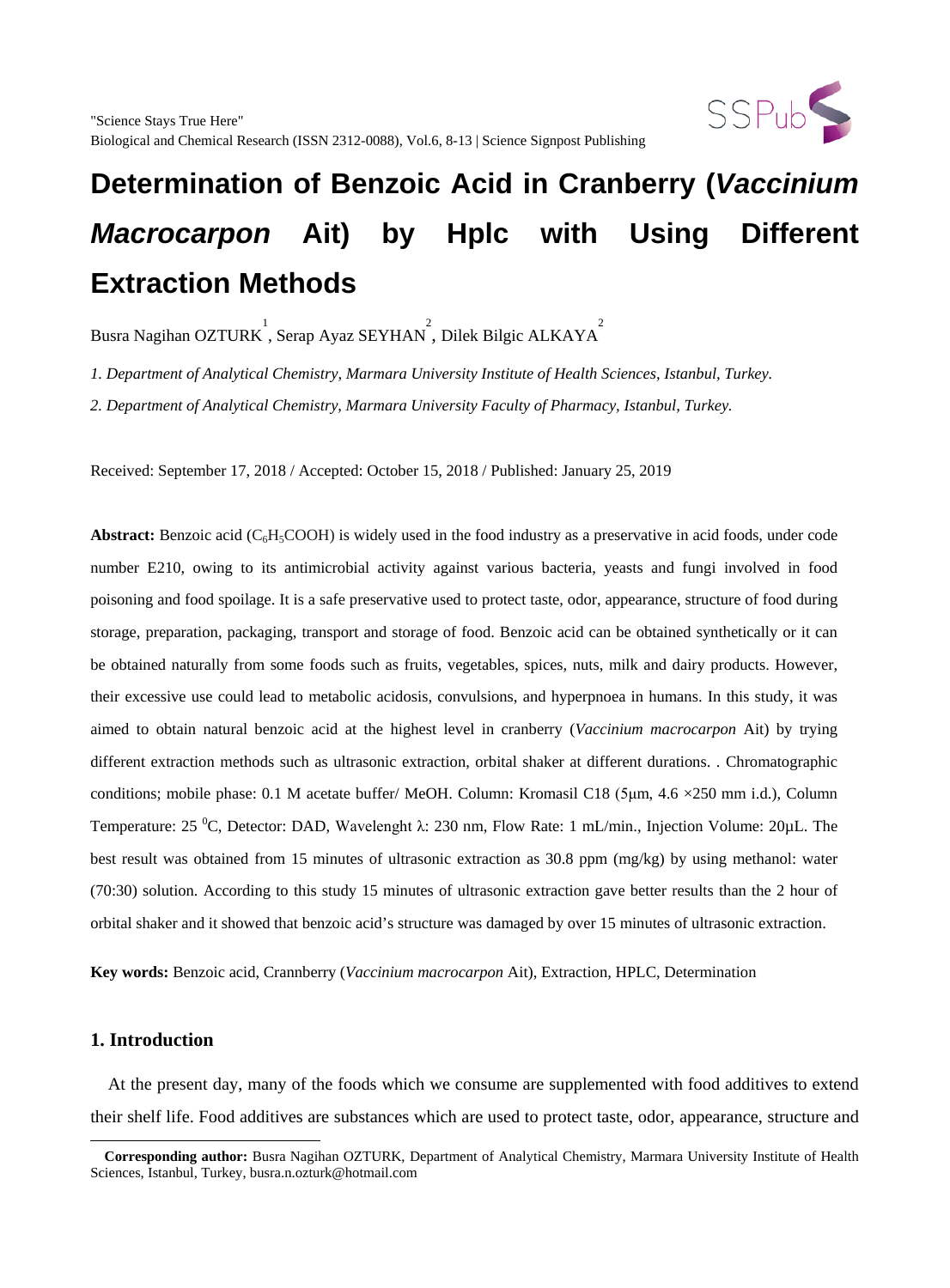# Determination of Benzoic Acid in Cranberry (*Vaccinium Macrocarpon* Ait) by Hplc with Using Different Extraction Methods

Busra Nagihan OZTURK[1], Serap Ayaz SEYHAN[2], Dilek Bilgic ALKAYA[2]

*1. Department of Analytical Chemistry, Marmara University Institute of Health Sciences, Istanbul, Turkey.*

*2. Department of Analytical Chemistry, Marmara University Faculty of Pharmacy, Istanbul, Turkey.*

Received: September 17, 2018 / Accepted: October 15, 2018 / Published: January 25, 2019

**Abstract:** Benzoic acid ($C_6H_5COOH$) is widely used in the food industry as a preservative in acid foods, under code number E210, owing to its antimicrobial activity against various bacteria, yeasts and fungi involved in food poisoning and food spoilage. It is a safe preservative used to protect taste, odor, appearance, structure of food during storage, preparation, packaging, transport and storage of food. Benzoic acid can be obtained synthetically or it can be obtained naturally from some foods such as fruits, vegetables, spices, nuts, milk and dairy products. However, their excessive use could lead to metabolic acidosis, convulsions, and hyperpnoea in humans. In this study, it was aimed to obtain natural benzoic acid at the highest level in cranberry (*Vaccinium macrocarpon* Ait) by trying different extraction methods such as ultrasonic extraction, orbital shaker at different durations. . Chromatographic conditions; mobile phase: 0.1 M acetate buffer/ MeOH. Column: Kromasil C18 (5μm, 4.6 ×250 mm i.d.), Column Temperature: 25 $^0$C, Detector: DAD, Wavelenght λ: 230 nm, Flow Rate: 1 mL/min., Injection Volume: 20μL. The best result was obtained from 15 minutes of ultrasonic extraction as 30.8 ppm (mg/kg) by using methanol: water (70:30) solution. According to this study 15 minutes of ultrasonic extraction gave better results than the 2 hour of orbital shaker and it showed that benzoic acid's structure was damaged by over 15 minutes of ultrasonic extraction.

**Key words:** Benzoic acid, Crannberry (*Vaccinium macrocarpon* Ait), Extraction, HPLC, Determination

## 1. Introduction

At the present day, many of the foods which we consume are supplemented with food additives to extend their shelf life. Food additives are substances which are used to protect taste, odor, appearance, structure and

---

**Corresponding author:** Busra Nagihan OZTURK, Department of Analytical Chemistry, Marmara University Institute of Health Sciences, Istanbul, Turkey, busra.n.ozturk@hotmail.com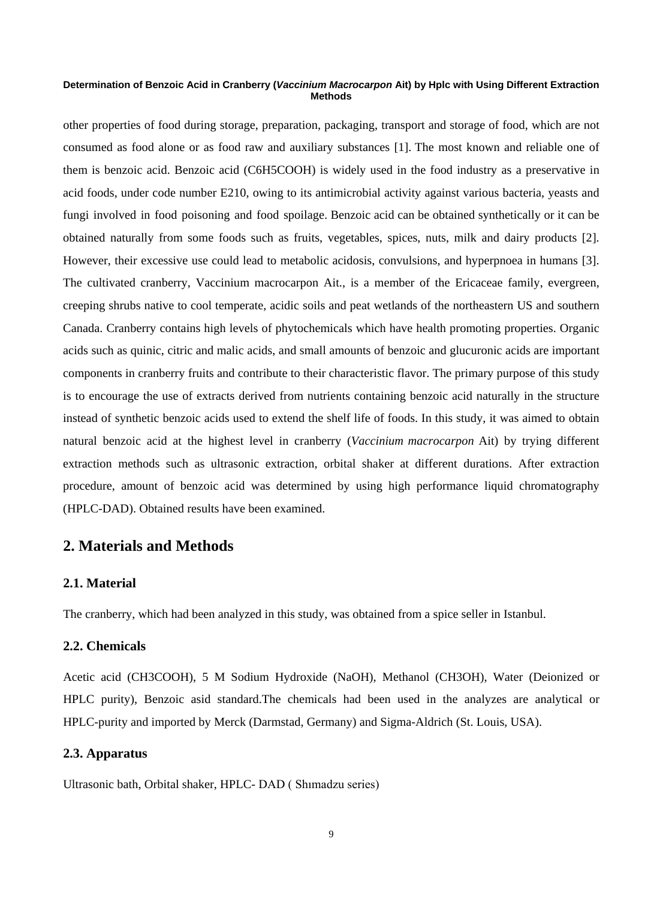other properties of food during storage, preparation, packaging, transport and storage of food, which are not consumed as food alone or as food raw and auxiliary substances [1]. The most known and reliable one of them is benzoic acid. Benzoic acid ($C_6H_5COOH$) is widely used in the food industry as a preservative in acid foods, under code number E210, owing to its antimicrobial activity against various bacteria, yeasts and fungi involved in food poisoning and food spoilage. Benzoic acid can be obtained synthetically or it can be obtained naturally from some foods such as fruits, vegetables, spices, nuts, milk and dairy products [2]. However, their excessive use could lead to metabolic acidosis, convulsions, and hyperpnoea in humans [3]. The cultivated cranberry, Vaccinium macrocarpon Ait., is a member of the Ericaceae family, evergreen, creeping shrubs native to cool temperate, acidic soils and peat wetlands of the northeastern US and southern Canada. Cranberry contains high levels of phytochemicals which have health promoting properties. Organic acids such as quinic, citric and malic acids, and small amounts of benzoic and glucuronic acids are important components in cranberry fruits and contribute to their characteristic flavor. The primary purpose of this study is to encourage the use of extracts derived from nutrients containing benzoic acid naturally in the structure instead of synthetic benzoic acids used to extend the shelf life of foods. In this study, it was aimed to obtain natural benzoic acid at the highest level in cranberry (*Vaccinium macrocarpon* Ait) by trying different extraction methods such as ultrasonic extraction, orbital shaker at different durations. After extraction procedure, amount of benzoic acid was determined by using high performance liquid chromatography (HPLC-DAD). Obtained results have been examined.

## 2. Materials and Methods

### 2.1. Material

The cranberry, which had been analyzed in this study, was obtained from a spice seller in Istanbul.

### 2.2. Chemicals

Acetic acid ($CH_3COOH$), 5 M Sodium Hydroxide (NaOH), Methanol ($CH_3OH$), Water (Deionized or HPLC purity), Benzoic asid standard.The chemicals had been used in the analyzes are analytical or HPLC-purity and imported by Merck (Darmstad, Germany) and Sigma-Aldrich (St. Louis, USA).

### 2.3. Apparatus

Ultrasonic bath, Orbital shaker, HPLC- DAD ( Shımadzu series)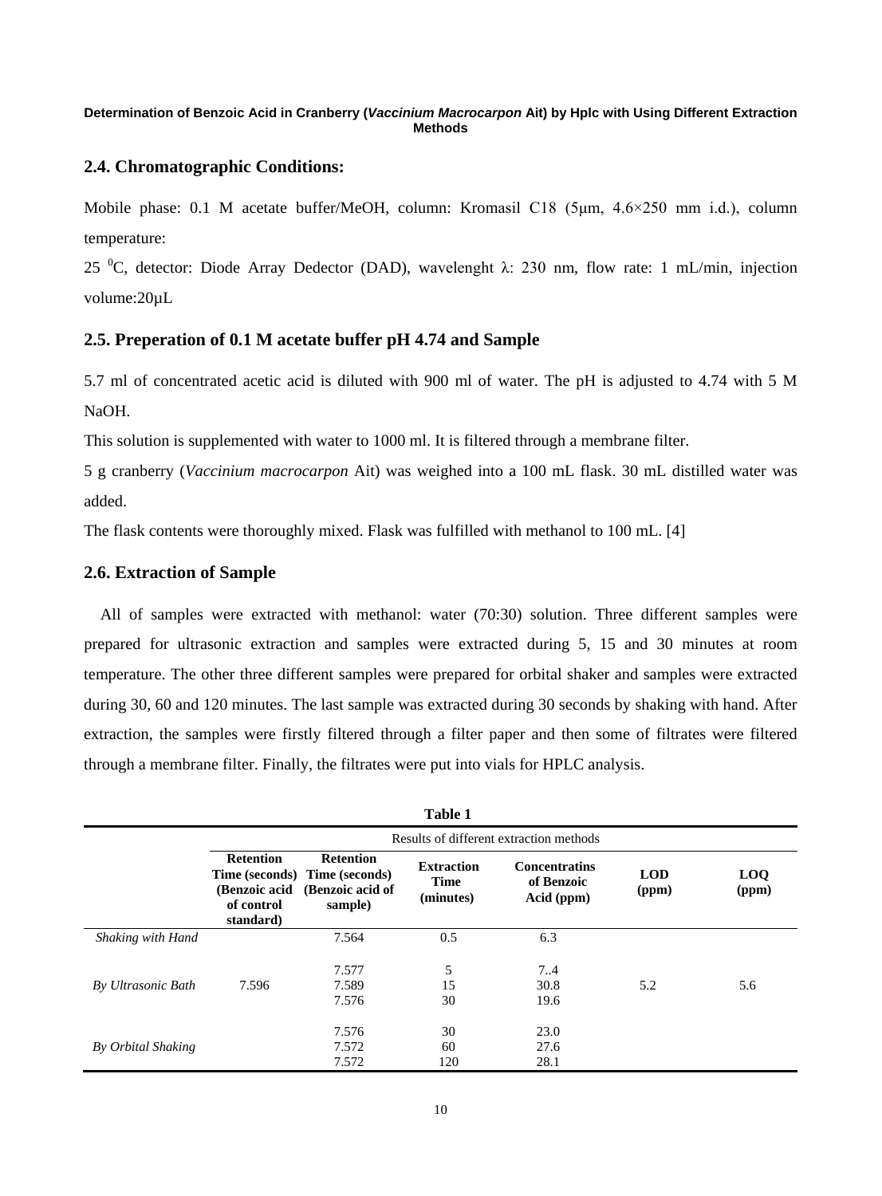## 2.4. Chromatographic Conditions:

Mobile phase: 0.1 M acetate buffer/MeOH, column: Kromasil C18 (5μm, 4.6×250 mm i.d.), column temperature:

25 $^{0}$C, detector: Diode Array Dedector (DAD), wavelenght λ: 230 nm, flow rate: 1 mL/min, injection volume:20μL

## 2.5. Preperation of 0.1 M acetate buffer pH 4.74 and Sample

5.7 ml of concentrated acetic acid is diluted with 900 ml of water. The pH is adjusted to 4.74 with 5 M NaOH.

This solution is supplemented with water to 1000 ml. It is filtered through a membrane filter.

5 g cranberry (*Vaccinium macrocarpon* Ait) was weighed into a 100 mL flask. 30 mL distilled water was added.

The flask contents were thoroughly mixed. Flask was fulfilled with methanol to 100 mL. [4]

## 2.6. Extraction of Sample

All of samples were extracted with methanol: water (70:30) solution. Three different samples were prepared for ultrasonic extraction and samples were extracted during 5, 15 and 30 minutes at room temperature. The other three different samples were prepared for orbital shaker and samples were extracted during 30, 60 and 120 minutes. The last sample was extracted during 30 seconds by shaking with hand. After extraction, the samples were firstly filtered through a filter paper and then some of filtrates were filtered through a membrane filter. Finally, the filtrates were put into vials for HPLC analysis.

**Table 1**

| | Results of different extraction methods | | | | | |
|---|---|---|---|---|---|---|
| | **Retention Time (seconds) (Benzoic acid of control standard)** | **Retention Time (seconds) (Benzoic acid of sample)** | **Extraction Time (minutes)** | **Concentratins of Benzoic Acid (ppm)** | **LOD (ppm)** | **LOQ (ppm)** |
| *Shaking with Hand* | | 7.564 | 0.5 | 6.3 | | |
| *By Ultrasonic Bath* | 7.596 | 7.577<br>7.589<br>7.576 | 5<br>15<br>30 | 7..4<br>30.8<br>19.6 | 5.2 | 5.6 |
| *By Orbital Shaking* | | 7.576<br>7.572<br>7.572 | 30<br>60<br>120 | 23.0<br>27.6<br>28.1 | | |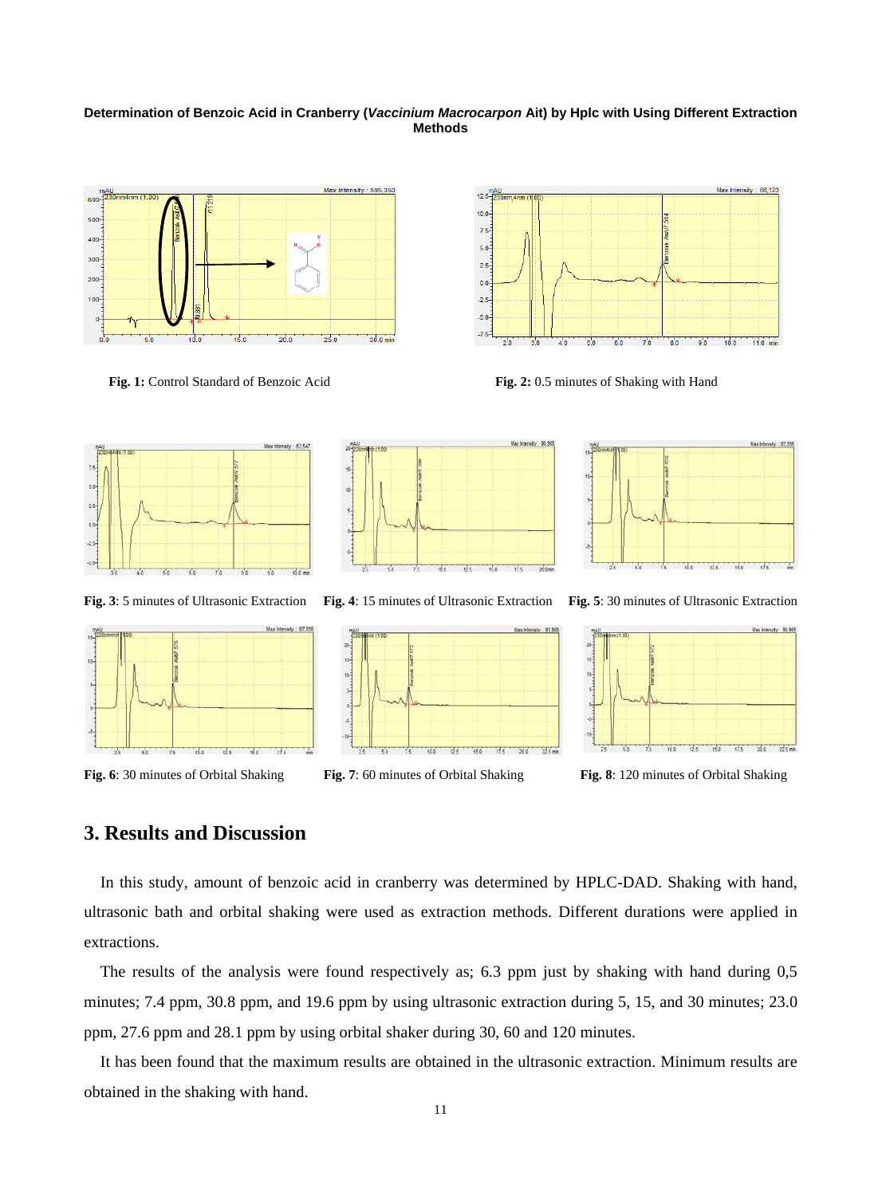Fig. 1: Control Standard of Benzoic Acid

Fig. 2: 0.5 minutes of Shaking with Hand

Fig. 3: 5 minutes of Ultrasonic Extraction

Fig. 4: 15 minutes of Ultrasonic Extraction

Fig. 5: 30 minutes of Ultrasonic Extraction

Fig. 6: 30 minutes of Orbital Shaking

Fig. 7: 60 minutes of Orbital Shaking

Fig. 8: 120 minutes of Orbital Shaking

## 3. Results and Discussion

In this study, amount of benzoic acid in cranberry was determined by HPLC-DAD. Shaking with hand, ultrasonic bath and orbital shaking were used as extraction methods. Different durations were applied in extractions.

The results of the analysis were found respectively as; 6.3 ppm just by shaking with hand during 0,5 minutes; 7.4 ppm, 30.8 ppm, and 19.6 ppm by using ultrasonic extraction during 5, 15, and 30 minutes; 23.0 ppm, 27.6 ppm and 28.1 ppm by using orbital shaker during 30, 60 and 120 minutes.

It has been found that the maximum results are obtained in the ultrasonic extraction. Minimum results are obtained in the shaking with hand.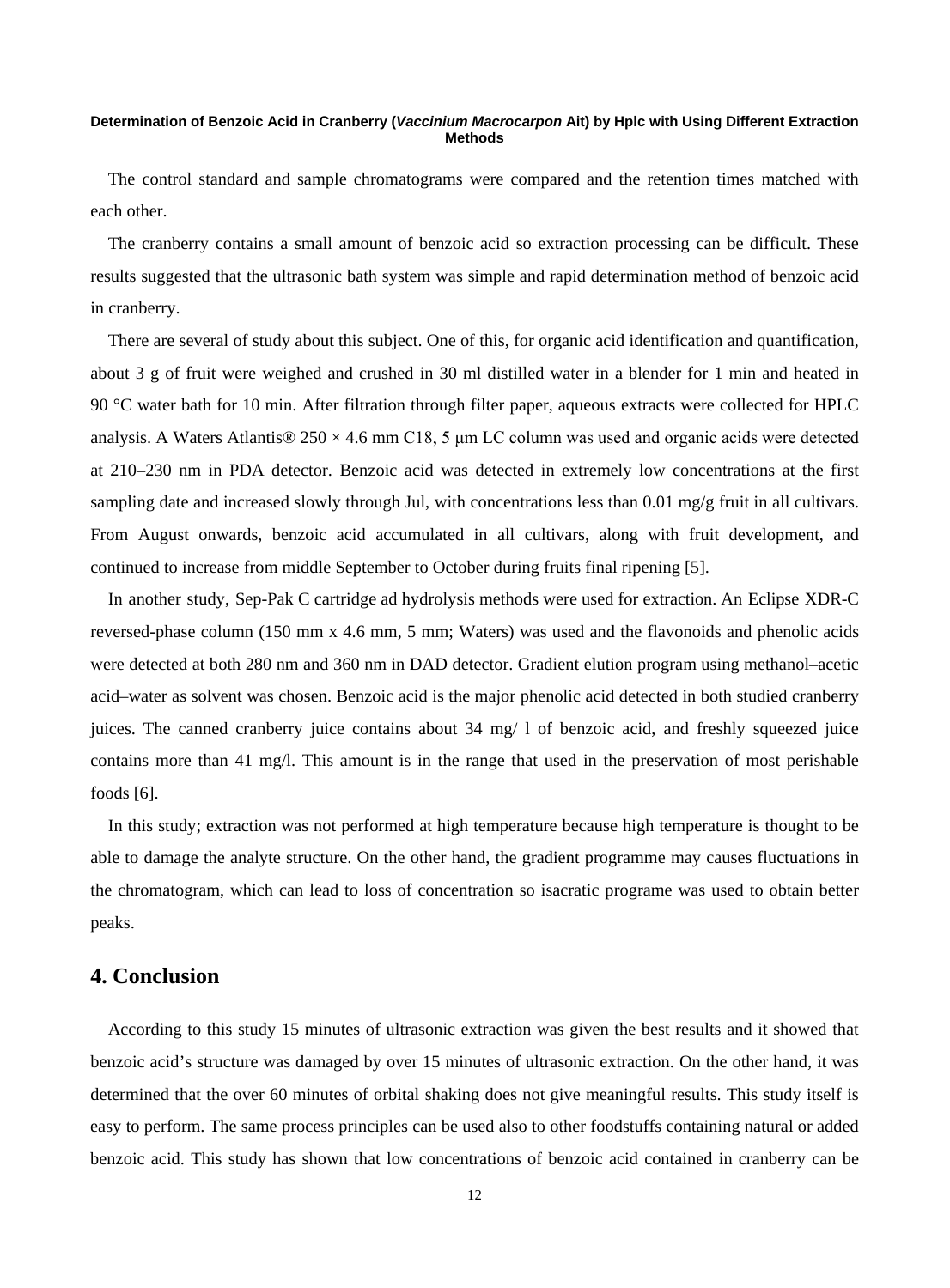The control standard and sample chromatograms were compared and the retention times matched with each other.

The cranberry contains a small amount of benzoic acid so extraction processing can be difficult. These results suggested that the ultrasonic bath system was simple and rapid determination method of benzoic acid in cranberry.

There are several of study about this subject. One of this, for organic acid identification and quantification, about 3 g of fruit were weighed and crushed in 30 ml distilled water in a blender for 1 min and heated in 90 °C water bath for 10 min. After filtration through filter paper, aqueous extracts were collected for HPLC analysis. A Waters Atlantis® 250 × 4.6 mm C18, 5 μm LC column was used and organic acids were detected at 210–230 nm in PDA detector. Benzoic acid was detected in extremely low concentrations at the first sampling date and increased slowly through Jul, with concentrations less than 0.01 mg/g fruit in all cultivars. From August onwards, benzoic acid accumulated in all cultivars, along with fruit development, and continued to increase from middle September to October during fruits final ripening [5].

In another study, Sep-Pak C cartridge ad hydrolysis methods were used for extraction. An Eclipse XDR-C reversed-phase column (150 mm x 4.6 mm, 5 mm; Waters) was used and the flavonoids and phenolic acids were detected at both 280 nm and 360 nm in DAD detector. Gradient elution program using methanol–acetic acid–water as solvent was chosen. Benzoic acid is the major phenolic acid detected in both studied cranberry juices. The canned cranberry juice contains about 34 mg/ l of benzoic acid, and freshly squeezed juice contains more than 41 mg/l. This amount is in the range that used in the preservation of most perishable foods [6].

In this study; extraction was not performed at high temperature because high temperature is thought to be able to damage the analyte structure. On the other hand, the gradient programme may causes fluctuations in the chromatogram, which can lead to loss of concentration so isacratic programe was used to obtain better peaks.

## 4. Conclusion

According to this study 15 minutes of ultrasonic extraction was given the best results and it showed that benzoic acid's structure was damaged by over 15 minutes of ultrasonic extraction. On the other hand, it was determined that the over 60 minutes of orbital shaking does not give meaningful results. This study itself is easy to perform. The same process principles can be used also to other foodstuffs containing natural or added benzoic acid. This study has shown that low concentrations of benzoic acid contained in cranberry can be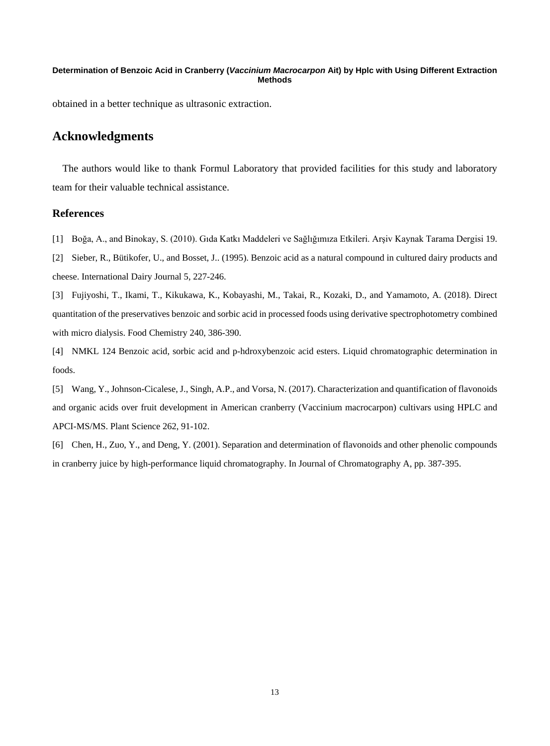obtained in a better technique as ultrasonic extraction.

## Acknowledgments

The authors would like to thank Formul Laboratory that provided facilities for this study and laboratory team for their valuable technical assistance.

### References

[1] Boğa, A., and Binokay, S. (2010). Gıda Katkı Maddeleri ve Sağlığımıza Etkileri. Arşiv Kaynak Tarama Dergisi 19.

[2] Sieber, R., Bütikofer, U., and Bosset, J.. (1995). Benzoic acid as a natural compound in cultured dairy products and cheese. International Dairy Journal 5, 227-246.

[3] Fujiyoshi, T., Ikami, T., Kikukawa, K., Kobayashi, M., Takai, R., Kozaki, D., and Yamamoto, A. (2018). Direct quantitation of the preservatives benzoic and sorbic acid in processed foods using derivative spectrophotometry combined with micro dialysis. Food Chemistry 240, 386-390.

[4] NMKL 124 Benzoic acid, sorbic acid and p-hdroxybenzoic acid esters. Liquid chromatographic determination in foods.

[5] Wang, Y., Johnson-Cicalese, J., Singh, A.P., and Vorsa, N. (2017). Characterization and quantification of flavonoids and organic acids over fruit development in American cranberry (Vaccinium macrocarpon) cultivars using HPLC and APCI-MS/MS. Plant Science 262, 91-102.

[6] Chen, H., Zuo, Y., and Deng, Y. (2001). Separation and determination of flavonoids and other phenolic compounds in cranberry juice by high-performance liquid chromatography. In Journal of Chromatography A, pp. 387-395.